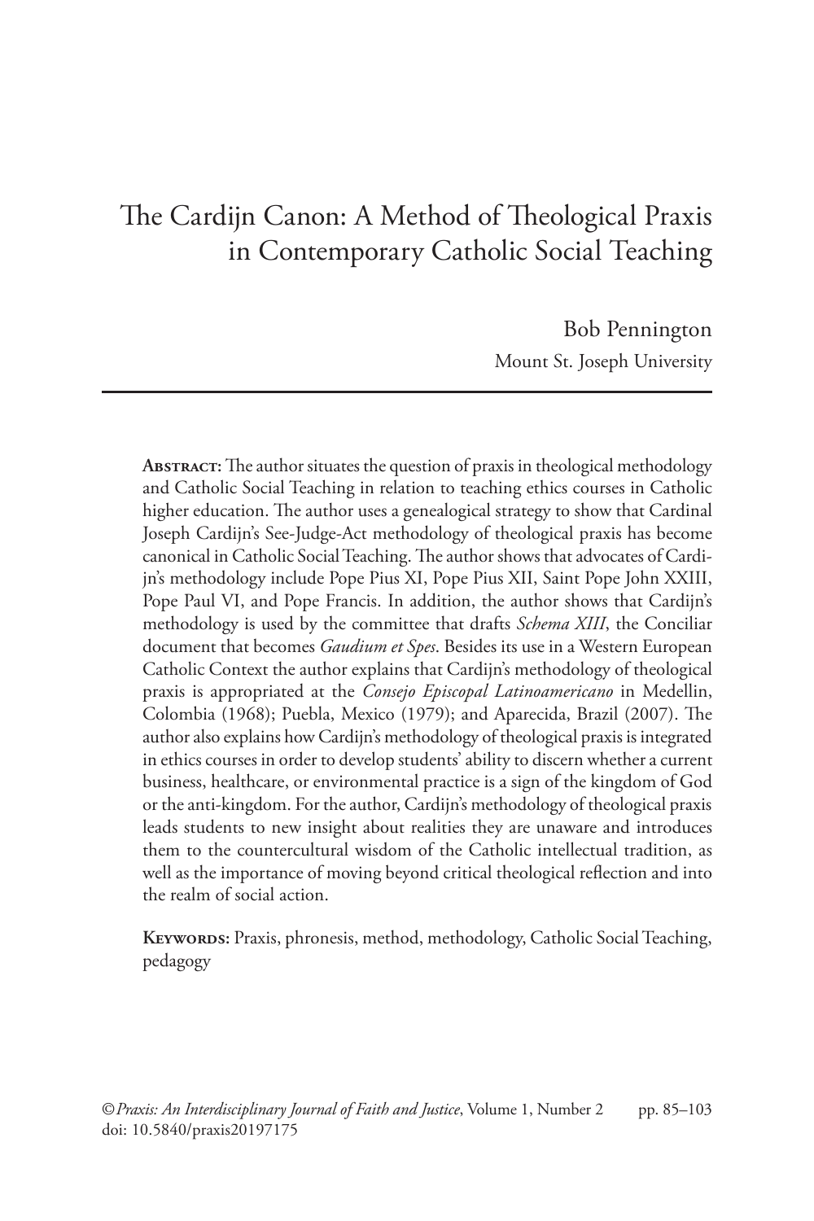# The Cardijn Canon: A Method of Theological Praxis in Contemporary Catholic Social Teaching

Bob Pennington
Mount St. Joseph University

---

**Abstract:** The author situates the question of praxis in theological methodology and Catholic Social Teaching in relation to teaching ethics courses in Catholic higher education. The author uses a genealogical strategy to show that Cardinal Joseph Cardijn's See-Judge-Act methodology of theological praxis has become canonical in Catholic Social Teaching. The author shows that advocates of Cardijn's methodology include Pope Pius XI, Pope Pius XII, Saint Pope John XXIII, Pope Paul VI, and Pope Francis. In addition, the author shows that Cardijn's methodology is used by the committee that drafts *Schema XIII*, the Conciliar document that becomes *Gaudium et Spes*. Besides its use in a Western European Catholic Context the author explains that Cardijn's methodology of theological praxis is appropriated at the *Consejo Episcopal Latinoamericano* in Medellin, Colombia (1968); Puebla, Mexico (1979); and Aparecida, Brazil (2007). The author also explains how Cardijn's methodology of theological praxis is integrated in ethics courses in order to develop students' ability to discern whether a current business, healthcare, or environmental practice is a sign of the kingdom of God or the anti-kingdom. For the author, Cardijn's methodology of theological praxis leads students to new insight about realities they are unaware and introduces them to the countercultural wisdom of the Catholic intellectual tradition, as well as the importance of moving beyond critical theological reflection and into the realm of social action.

**Keywords:** Praxis, phronesis, method, methodology, Catholic Social Teaching, pedagogy

© *Praxis: An Interdisciplinary Journal of Faith and Justice*, Volume 1, Number 2 pp. 85–103
doi: 10.5840/praxis20197175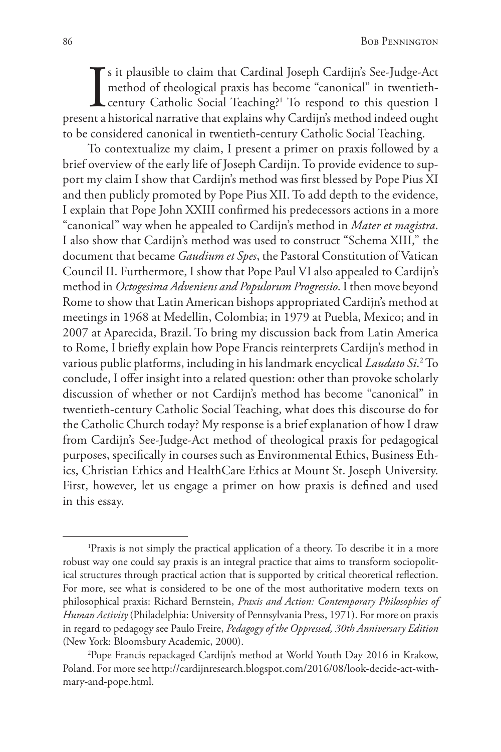Is it plausible to claim that Cardinal Joseph Cardijn's See-Judge-Act method of theological praxis has become "canonical" in twentieth-century Catholic Social Teaching?[1] To respond to this question I present a historical narrative that explains why Cardijn's method indeed ought to be considered canonical in twentieth-century Catholic Social Teaching.

To contextualize my claim, I present a primer on praxis followed by a brief overview of the early life of Joseph Cardijn. To provide evidence to support my claim I show that Cardijn's method was first blessed by Pope Pius XI and then publicly promoted by Pope Pius XII. To add depth to the evidence, I explain that Pope John XXIII confirmed his predecessors actions in a more "canonical" way when he appealed to Cardijn's method in *Mater et magistra*. I also show that Cardijn's method was used to construct "Schema XIII," the document that became *Gaudium et Spes*, the Pastoral Constitution of Vatican Council II. Furthermore, I show that Pope Paul VI also appealed to Cardijn's method in *Octogesima Adveniens and Populorum Progressio*. I then move beyond Rome to show that Latin American bishops appropriated Cardijn's method at meetings in 1968 at Medellin, Colombia; in 1979 at Puebla, Mexico; and in 2007 at Aparecida, Brazil. To bring my discussion back from Latin America to Rome, I briefly explain how Pope Francis reinterprets Cardijn's method in various public platforms, including in his landmark encyclical *Laudato Si*.[2] To conclude, I offer insight into a related question: other than provoke scholarly discussion of whether or not Cardijn's method has become "canonical" in twentieth-century Catholic Social Teaching, what does this discourse do for the Catholic Church today? My response is a brief explanation of how I draw from Cardijn's See-Judge-Act method of theological praxis for pedagogical purposes, specifically in courses such as Environmental Ethics, Business Ethics, Christian Ethics and HealthCare Ethics at Mount St. Joseph University. First, however, let us engage a primer on how praxis is defined and used in this essay.

---

[1]Praxis is not simply the practical application of a theory. To describe it in a more robust way one could say praxis is an integral practice that aims to transform sociopolitical structures through practical action that is supported by critical theoretical reflection. For more, see what is considered to be one of the most authoritative modern texts on philosophical praxis: Richard Bernstein, *Praxis and Action: Contemporary Philosophies of Human Activity* (Philadelphia: University of Pennsylvania Press, 1971). For more on praxis in regard to pedagogy see Paulo Freire, *Pedagogy of the Oppressed, 30th Anniversary Edition* (New York: Bloomsbury Academic, 2000).

[2]Pope Francis repackaged Cardijn's method at World Youth Day 2016 in Krakow, Poland. For more see http://cardijnresearch.blogspot.com/2016/08/look-decide-act-with-mary-and-pope.html.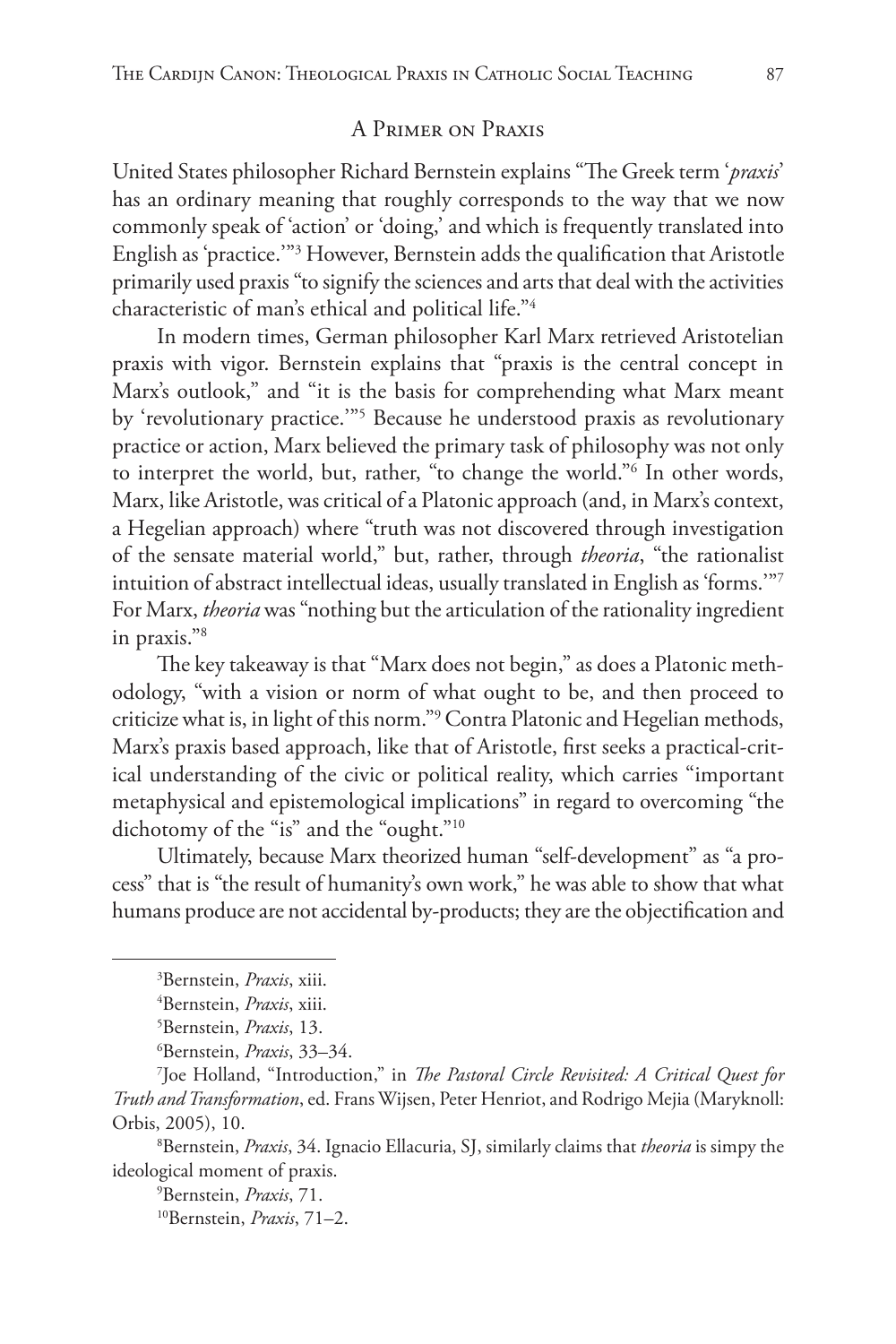## A Primer on Praxis

United States philosopher Richard Bernstein explains "The Greek term '*praxis*' has an ordinary meaning that roughly corresponds to the way that we now commonly speak of 'action' or 'doing,' and which is frequently translated into English as 'practice.'"[3] However, Bernstein adds the qualification that Aristotle primarily used praxis "to signify the sciences and arts that deal with the activities characteristic of man's ethical and political life."[4]

In modern times, German philosopher Karl Marx retrieved Aristotelian praxis with vigor. Bernstein explains that "praxis is the central concept in Marx's outlook," and "it is the basis for comprehending what Marx meant by 'revolutionary practice.'"[5] Because he understood praxis as revolutionary practice or action, Marx believed the primary task of philosophy was not only to interpret the world, but, rather, "to change the world."[6] In other words, Marx, like Aristotle, was critical of a Platonic approach (and, in Marx's context, a Hegelian approach) where "truth was not discovered through investigation of the sensate material world," but, rather, through *theoria*, "the rationalist intuition of abstract intellectual ideas, usually translated in English as 'forms.'"[7] For Marx, *theoria* was "nothing but the articulation of the rationality ingredient in praxis."[8]

The key takeaway is that "Marx does not begin," as does a Platonic methodology, "with a vision or norm of what ought to be, and then proceed to criticize what is, in light of this norm."[9] Contra Platonic and Hegelian methods, Marx's praxis based approach, like that of Aristotle, first seeks a practical-critical understanding of the civic or political reality, which carries "important metaphysical and epistemological implications" in regard to overcoming "the dichotomy of the "is" and the "ought."[10]

Ultimately, because Marx theorized human "self-development" as "a process" that is "the result of humanity's own work," he was able to show that what humans produce are not accidental by-products; they are the objectification and

---

[3] Bernstein, *Praxis*, xiii.

[4] Bernstein, *Praxis*, xiii.

[5] Bernstein, *Praxis*, 13.

[6] Bernstein, *Praxis*, 33–34.

[7] Joe Holland, "Introduction," in *The Pastoral Circle Revisited: A Critical Quest for Truth and Transformation*, ed. Frans Wijsen, Peter Henriot, and Rodrigo Mejia (Maryknoll: Orbis, 2005), 10.

[8] Bernstein, *Praxis*, 34. Ignacio Ellacuria, SJ, similarly claims that *theoria* is simpy the ideological moment of praxis.

[9] Bernstein, *Praxis*, 71.

[10] Bernstein, *Praxis*, 71–2.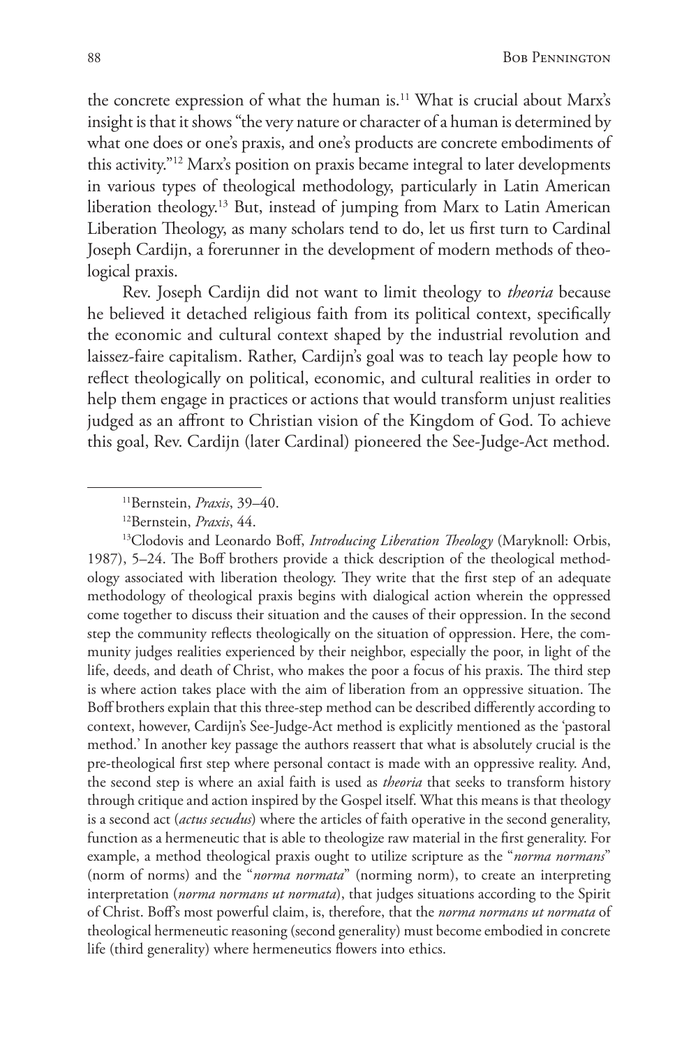the concrete expression of what the human is.[11] What is crucial about Marx's insight is that it shows "the very nature or character of a human is determined by what one does or one's praxis, and one's products are concrete embodiments of this activity."[12] Marx's position on praxis became integral to later developments in various types of theological methodology, particularly in Latin American liberation theology.[13] But, instead of jumping from Marx to Latin American Liberation Theology, as many scholars tend to do, let us first turn to Cardinal Joseph Cardijn, a forerunner in the development of modern methods of theological praxis.

Rev. Joseph Cardijn did not want to limit theology to *theoria* because he believed it detached religious faith from its political context, specifically the economic and cultural context shaped by the industrial revolution and laissez-faire capitalism. Rather, Cardijn's goal was to teach lay people how to reflect theologically on political, economic, and cultural realities in order to help them engage in practices or actions that would transform unjust realities judged as an affront to Christian vision of the Kingdom of God. To achieve this goal, Rev. Cardijn (later Cardinal) pioneered the See-Judge-Act method.

---

[11]Bernstein, *Praxis*, 39–40.

[12]Bernstein, *Praxis*, 44.

[13]Clodovis and Leonardo Boff, *Introducing Liberation Theology* (Maryknoll: Orbis, 1987), 5–24. The Boff brothers provide a thick description of the theological methodology associated with liberation theology. They write that the first step of an adequate methodology of theological praxis begins with dialogical action wherein the oppressed come together to discuss their situation and the causes of their oppression. In the second step the community reflects theologically on the situation of oppression. Here, the community judges realities experienced by their neighbor, especially the poor, in light of the life, deeds, and death of Christ, who makes the poor a focus of his praxis. The third step is where action takes place with the aim of liberation from an oppressive situation. The Boff brothers explain that this three-step method can be described differently according to context, however, Cardijn's See-Judge-Act method is explicitly mentioned as the 'pastoral method.' In another key passage the authors reassert that what is absolutely crucial is the pre-theological first step where personal contact is made with an oppressive reality. And, the second step is where an axial faith is used as *theoria* that seeks to transform history through critique and action inspired by the Gospel itself. What this means is that theology is a second act (*actus secudus*) where the articles of faith operative in the second generality, function as a hermeneutic that is able to theologize raw material in the first generality. For example, a method theological praxis ought to utilize scripture as the "*norma normans*" (norm of norms) and the "*norma normata*" (norming norm), to create an interpreting interpretation (*norma normans ut normata*), that judges situations according to the Spirit of Christ. Boff's most powerful claim, is, therefore, that the *norma normans ut normata* of theological hermeneutic reasoning (second generality) must become embodied in concrete life (third generality) where hermeneutics flowers into ethics.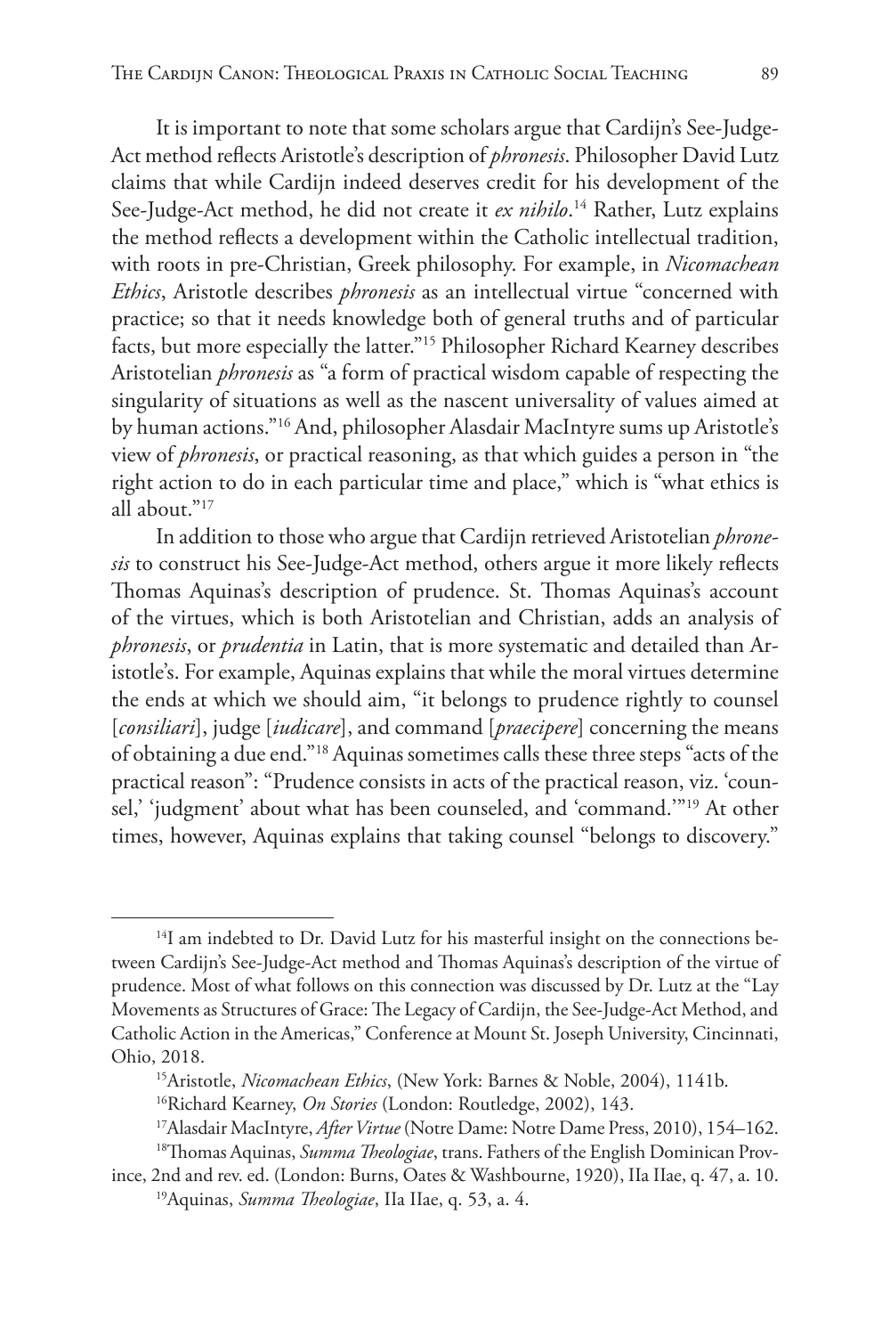It is important to note that some scholars argue that Cardijn's See-Judge-Act method reflects Aristotle's description of *phronesis*. Philosopher David Lutz claims that while Cardijn indeed deserves credit for his development of the See-Judge-Act method, he did not create it *ex nihilo*.[14] Rather, Lutz explains the method reflects a development within the Catholic intellectual tradition, with roots in pre-Christian, Greek philosophy. For example, in *Nicomachean Ethics*, Aristotle describes *phronesis* as an intellectual virtue "concerned with practice; so that it needs knowledge both of general truths and of particular facts, but more especially the latter."[15] Philosopher Richard Kearney describes Aristotelian *phronesis* as "a form of practical wisdom capable of respecting the singularity of situations as well as the nascent universality of values aimed at by human actions."[16] And, philosopher Alasdair MacIntyre sums up Aristotle's view of *phronesis*, or practical reasoning, as that which guides a person in "the right action to do in each particular time and place," which is "what ethics is all about."[17]

In addition to those who argue that Cardijn retrieved Aristotelian *phronesis* to construct his See-Judge-Act method, others argue it more likely reflects Thomas Aquinas's description of prudence. St. Thomas Aquinas's account of the virtues, which is both Aristotelian and Christian, adds an analysis of *phronesis*, or *prudentia* in Latin, that is more systematic and detailed than Aristotle's. For example, Aquinas explains that while the moral virtues determine the ends at which we should aim, "it belongs to prudence rightly to counsel [*consiliari*], judge [*iudicare*], and command [*praecipere*] concerning the means of obtaining a due end."[18] Aquinas sometimes calls these three steps "acts of the practical reason": "Prudence consists in acts of the practical reason, viz. 'counsel,' 'judgment' about what has been counseled, and 'command.'"[19] At other times, however, Aquinas explains that taking counsel "belongs to discovery."

---

[14] I am indebted to Dr. David Lutz for his masterful insight on the connections between Cardijn's See-Judge-Act method and Thomas Aquinas's description of the virtue of prudence. Most of what follows on this connection was discussed by Dr. Lutz at the "Lay Movements as Structures of Grace: The Legacy of Cardijn, the See-Judge-Act Method, and Catholic Action in the Americas," Conference at Mount St. Joseph University, Cincinnati, Ohio, 2018.

[15] Aristotle, *Nicomachean Ethics*, (New York: Barnes & Noble, 2004), 1141b.

[16] Richard Kearney, *On Stories* (London: Routledge, 2002), 143.

[17] Alasdair MacIntyre, *After Virtue* (Notre Dame: Notre Dame Press, 2010), 154–162.

[18] Thomas Aquinas, *Summa Theologiae*, trans. Fathers of the English Dominican Province, 2nd and rev. ed. (London: Burns, Oates & Washbourne, 1920), IIa IIae, q. 47, a. 10.

[19] Aquinas, *Summa Theologiae*, IIa IIae, q. 53, a. 4.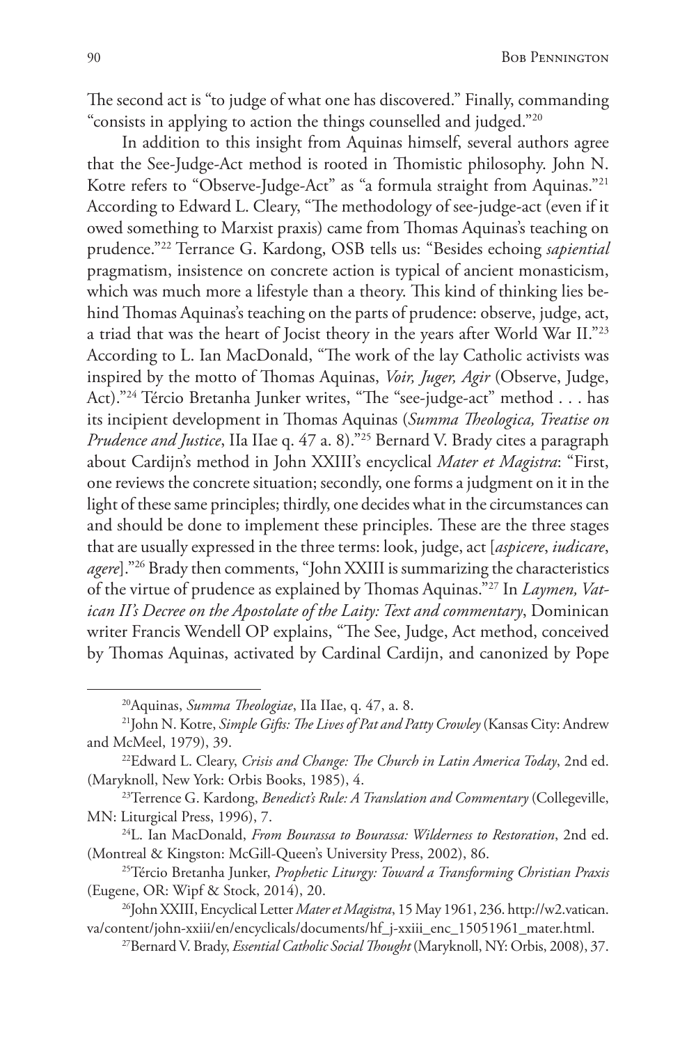The second act is "to judge of what one has discovered." Finally, commanding "consists in applying to action the things counselled and judged."[20]

In addition to this insight from Aquinas himself, several authors agree that the See-Judge-Act method is rooted in Thomistic philosophy. John N. Kotre refers to "Observe-Judge-Act" as "a formula straight from Aquinas."[21] According to Edward L. Cleary, "The methodology of see-judge-act (even if it owed something to Marxist praxis) came from Thomas Aquinas's teaching on prudence."[22] Terrance G. Kardong, OSB tells us: "Besides echoing *sapiential* pragmatism, insistence on concrete action is typical of ancient monasticism, which was much more a lifestyle than a theory. This kind of thinking lies behind Thomas Aquinas's teaching on the parts of prudence: observe, judge, act, a triad that was the heart of Jocist theory in the years after World War II."[23] According to L. Ian MacDonald, "The work of the lay Catholic activists was inspired by the motto of Thomas Aquinas, *Voir, Juger, Agir* (Observe, Judge, Act)."[24] Tércio Bretanha Junker writes, "The "see-judge-act" method . . . has its incipient development in Thomas Aquinas (*Summa Theologica, Treatise on Prudence and Justice*, IIa IIae q. 47 a. 8)."[25] Bernard V. Brady cites a paragraph about Cardijn's method in John XXIII's encyclical *Mater et Magistra*: "First, one reviews the concrete situation; secondly, one forms a judgment on it in the light of these same principles; thirdly, one decides what in the circumstances can and should be done to implement these principles. These are the three stages that are usually expressed in the three terms: look, judge, act [*aspicere*, *iudicare*, *agere*]."[26] Brady then comments, "John XXIII is summarizing the characteristics of the virtue of prudence as explained by Thomas Aquinas."[27] In *Laymen, Vatican II's Decree on the Apostolate of the Laity: Text and commentary*, Dominican writer Francis Wendell OP explains, "The See, Judge, Act method, conceived by Thomas Aquinas, activated by Cardinal Cardijn, and canonized by Pope

---

[20] Aquinas, *Summa Theologiae*, IIa IIae, q. 47, a. 8.

[21] John N. Kotre, *Simple Gifts: The Lives of Pat and Patty Crowley* (Kansas City: Andrew and McMeel, 1979), 39.

[22] Edward L. Cleary, *Crisis and Change: The Church in Latin America Today*, 2nd ed. (Maryknoll, New York: Orbis Books, 1985), 4.

[23] Terrence G. Kardong, *Benedict's Rule: A Translation and Commentary* (Collegeville, MN: Liturgical Press, 1996), 7.

[24] L. Ian MacDonald, *From Bourassa to Bourassa: Wilderness to Restoration*, 2nd ed. (Montreal & Kingston: McGill-Queen's University Press, 2002), 86.

[25] Tércio Bretanha Junker, *Prophetic Liturgy: Toward a Transforming Christian Praxis* (Eugene, OR: Wipf & Stock, 2014), 20.

[26] John XXIII, Encyclical Letter *Mater et Magistra*, 15 May 1961, 236. http://w2.vatican.va/content/john-xxiii/en/encyclicals/documents/hf_j-xxiii_enc_15051961_mater.html.

[27] Bernard V. Brady, *Essential Catholic Social Thought* (Maryknoll, NY: Orbis, 2008), 37.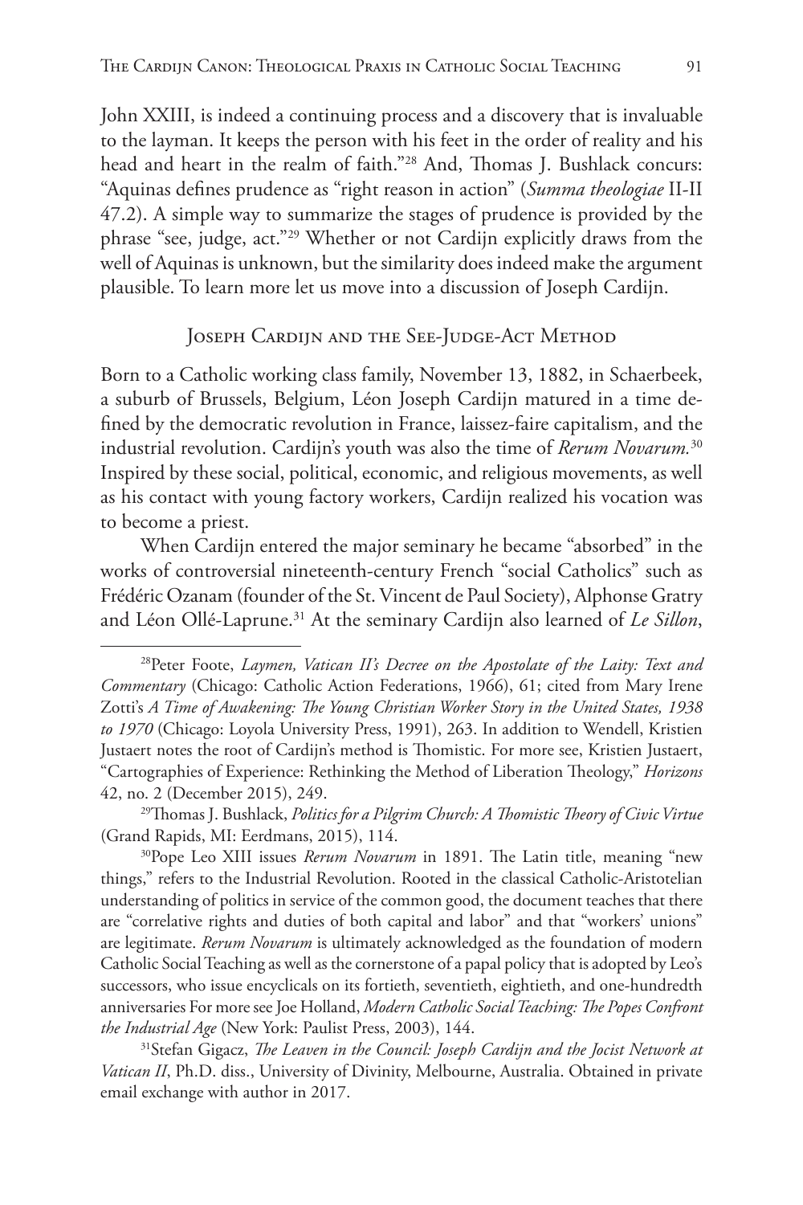John XXIII, is indeed a continuing process and a discovery that is invaluable to the layman. It keeps the person with his feet in the order of reality and his head and heart in the realm of faith."[28] And, Thomas J. Bushlack concurs: "Aquinas defines prudence as "right reason in action" (*Summa theologiae* II-II 47.2). A simple way to summarize the stages of prudence is provided by the phrase "see, judge, act."[29] Whether or not Cardijn explicitly draws from the well of Aquinas is unknown, but the similarity does indeed make the argument plausible. To learn more let us move into a discussion of Joseph Cardijn.

## Joseph Cardijn and the See-Judge-Act Method

Born to a Catholic working class family, November 13, 1882, in Schaerbeek, a suburb of Brussels, Belgium, Léon Joseph Cardijn matured in a time defined by the democratic revolution in France, laissez-faire capitalism, and the industrial revolution. Cardijn's youth was also the time of *Rerum Novarum.*[30] Inspired by these social, political, economic, and religious movements, as well as his contact with young factory workers, Cardijn realized his vocation was to become a priest.

When Cardijn entered the major seminary he became "absorbed" in the works of controversial nineteenth-century French "social Catholics" such as Frédéric Ozanam (founder of the St. Vincent de Paul Society), Alphonse Gratry and Léon Ollé-Laprune.[31] At the seminary Cardijn also learned of *Le Sillon*,

---

[28]Peter Foote, *Laymen, Vatican II's Decree on the Apostolate of the Laity: Text and Commentary* (Chicago: Catholic Action Federations, 1966), 61; cited from Mary Irene Zotti's *A Time of Awakening: The Young Christian Worker Story in the United States, 1938 to 1970* (Chicago: Loyola University Press, 1991), 263. In addition to Wendell, Kristien Justaert notes the root of Cardijn's method is Thomistic. For more see, Kristien Justaert, "Cartographies of Experience: Rethinking the Method of Liberation Theology," *Horizons* 42, no. 2 (December 2015), 249.

[29]Thomas J. Bushlack, *Politics for a Pilgrim Church: A Thomistic Theory of Civic Virtue* (Grand Rapids, MI: Eerdmans, 2015), 114.

[30]Pope Leo XIII issues *Rerum Novarum* in 1891. The Latin title, meaning "new things," refers to the Industrial Revolution. Rooted in the classical Catholic-Aristotelian understanding of politics in service of the common good, the document teaches that there are "correlative rights and duties of both capital and labor" and that "workers' unions" are legitimate. *Rerum Novarum* is ultimately acknowledged as the foundation of modern Catholic Social Teaching as well as the cornerstone of a papal policy that is adopted by Leo's successors, who issue encyclicals on its fortieth, seventieth, eightieth, and one-hundredth anniversaries For more see Joe Holland, *Modern Catholic Social Teaching: The Popes Confront the Industrial Age* (New York: Paulist Press, 2003), 144.

[31]Stefan Gigacz, *The Leaven in the Council: Joseph Cardijn and the Jocist Network at Vatican II*, Ph.D. diss., University of Divinity, Melbourne, Australia. Obtained in private email exchange with author in 2017.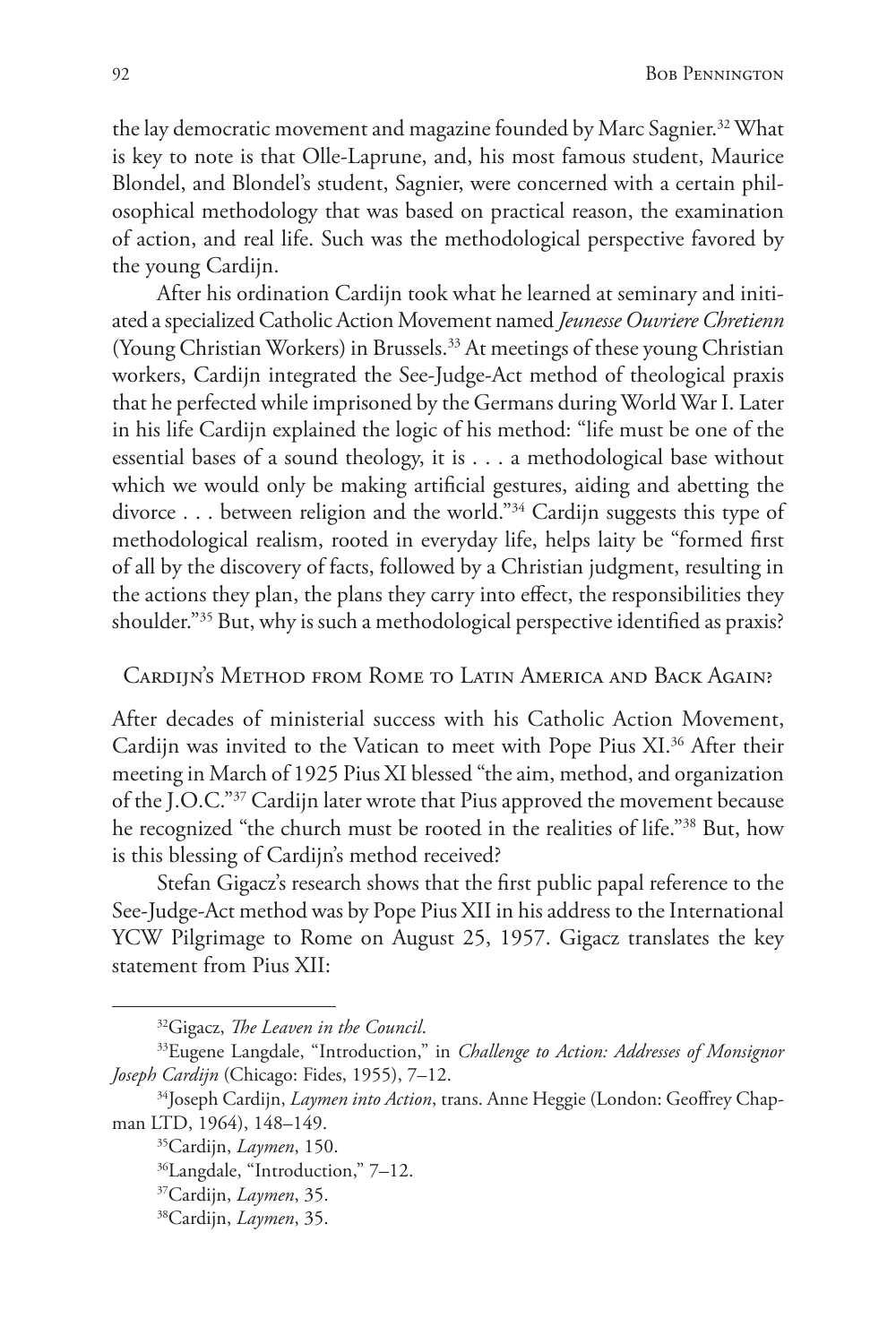the lay democratic movement and magazine founded by Marc Sagnier.[32] What is key to note is that Olle-Laprune, and, his most famous student, Maurice Blondel, and Blondel's student, Sagnier, were concerned with a certain philosophical methodology that was based on practical reason, the examination of action, and real life. Such was the methodological perspective favored by the young Cardijn.

After his ordination Cardijn took what he learned at seminary and initiated a specialized Catholic Action Movement named *Jeunesse Ouvriere Chretienn* (Young Christian Workers) in Brussels.[33] At meetings of these young Christian workers, Cardijn integrated the See-Judge-Act method of theological praxis that he perfected while imprisoned by the Germans during World War I. Later in his life Cardijn explained the logic of his method: "life must be one of the essential bases of a sound theology, it is . . . a methodological base without which we would only be making artificial gestures, aiding and abetting the divorce . . . between religion and the world."[34] Cardijn suggests this type of methodological realism, rooted in everyday life, helps laity be "formed first of all by the discovery of facts, followed by a Christian judgment, resulting in the actions they plan, the plans they carry into effect, the responsibilities they shoulder."[35] But, why is such a methodological perspective identified as praxis?

## Cardijn's Method from Rome to Latin America and Back Again?

After decades of ministerial success with his Catholic Action Movement, Cardijn was invited to the Vatican to meet with Pope Pius XI.[36] After their meeting in March of 1925 Pius XI blessed "the aim, method, and organization of the J.O.C."[37] Cardijn later wrote that Pius approved the movement because he recognized "the church must be rooted in the realities of life."[38] But, how is this blessing of Cardijn's method received?

Stefan Gigacz's research shows that the first public papal reference to the See-Judge-Act method was by Pope Pius XII in his address to the International YCW Pilgrimage to Rome on August 25, 1957. Gigacz translates the key statement from Pius XII:

---

[32] Gigacz, *The Leaven in the Council*.

[33] Eugene Langdale, "Introduction," in *Challenge to Action: Addresses of Monsignor Joseph Cardijn* (Chicago: Fides, 1955), 7–12.

[34] Joseph Cardijn, *Laymen into Action*, trans. Anne Heggie (London: Geoffrey Chapman LTD, 1964), 148–149.

[35] Cardijn, *Laymen*, 150.

[36] Langdale, "Introduction," 7–12.

[37] Cardijn, *Laymen*, 35.

[38] Cardijn, *Laymen*, 35.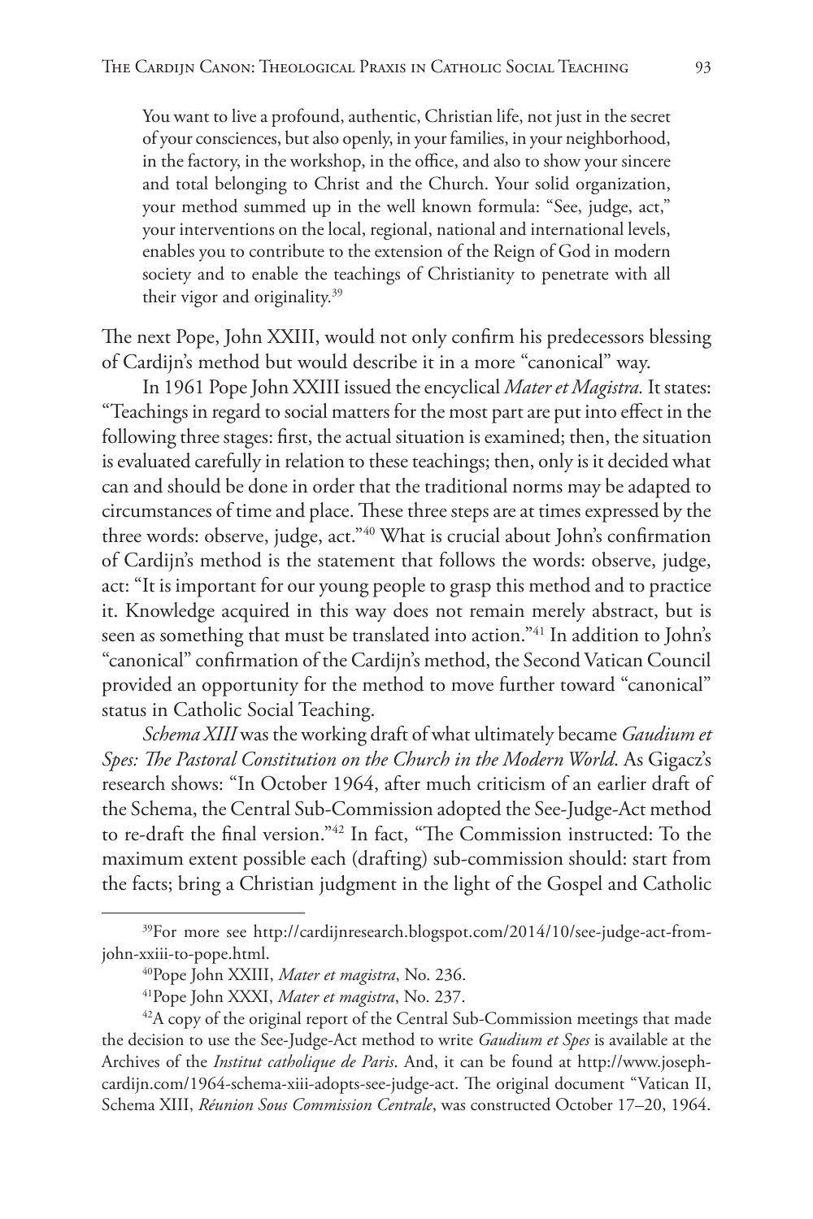> You want to live a profound, authentic, Christian life, not just in the secret of your consciences, but also openly, in your families, in your neighborhood, in the factory, in the workshop, in the office, and also to show your sincere and total belonging to Christ and the Church. Your solid organization, your method summed up in the well known formula: "See, judge, act," your interventions on the local, regional, national and international levels, enables you to contribute to the extension of the Reign of God in modern society and to enable the teachings of Christianity to penetrate with all their vigor and originality.[39]

The next Pope, John XXIII, would not only confirm his predecessors blessing of Cardijn's method but would describe it in a more "canonical" way.

In 1961 Pope John XXIII issued the encyclical *Mater et Magistra.* It states: "Teachings in regard to social matters for the most part are put into effect in the following three stages: first, the actual situation is examined; then, the situation is evaluated carefully in relation to these teachings; then, only is it decided what can and should be done in order that the traditional norms may be adapted to circumstances of time and place. These three steps are at times expressed by the three words: observe, judge, act."[40] What is crucial about John's confirmation of Cardijn's method is the statement that follows the words: observe, judge, act: "It is important for our young people to grasp this method and to practice it. Knowledge acquired in this way does not remain merely abstract, but is seen as something that must be translated into action."[41] In addition to John's "canonical" confirmation of the Cardijn's method, the Second Vatican Council provided an opportunity for the method to move further toward "canonical" status in Catholic Social Teaching.

*Schema XIII* was the working draft of what ultimately became *Gaudium et Spes: The Pastoral Constitution on the Church in the Modern World*. As Gigacz's research shows: "In October 1964, after much criticism of an earlier draft of the Schema, the Central Sub-Commission adopted the See-Judge-Act method to re-draft the final version."[42] In fact, "The Commission instructed: To the maximum extent possible each (drafting) sub-commission should: start from the facts; bring a Christian judgment in the light of the Gospel and Catholic

---

[39] For more see http://cardijnresearch.blogspot.com/2014/10/see-judge-act-from-john-xxiii-to-pope.html.

[40] Pope John XXIII, *Mater et magistra*, No. 236.

[41] Pope John XXXI, *Mater et magistra*, No. 237.

[42] A copy of the original report of the Central Sub-Commission meetings that made the decision to use the See-Judge-Act method to write *Gaudium et Spes* is available at the Archives of the *Institut catholique de Paris*. And, it can be found at http://www.josephcardijn.com/1964-schema-xiii-adopts-see-judge-act. The original document "Vatican II, Schema XIII, *Réunion Sous Commission Centrale*, was constructed October 17–20, 1964.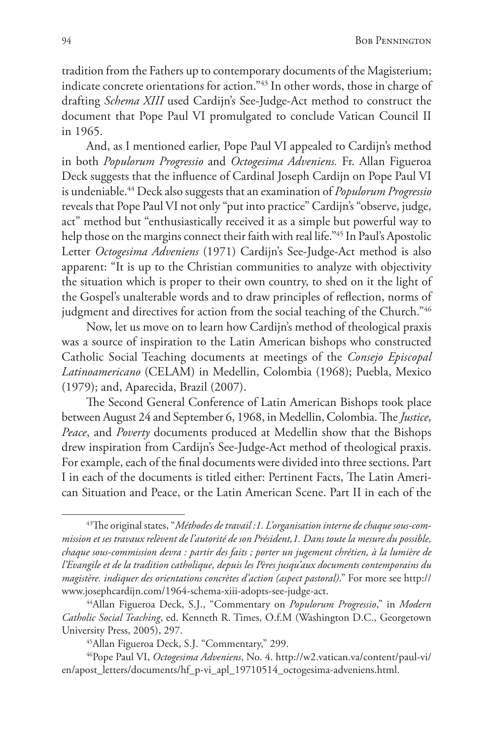tradition from the Fathers up to contemporary documents of the Magisterium; indicate concrete orientations for action."[43] In other words, those in charge of drafting *Schema XIII* used Cardijn's See-Judge-Act method to construct the document that Pope Paul VI promulgated to conclude Vatican Council II in 1965.

And, as I mentioned earlier, Pope Paul VI appealed to Cardijn's method in both *Populorum Progressio* and *Octogesima Adveniens.* Fr. Allan Figueroa Deck suggests that the influence of Cardinal Joseph Cardijn on Pope Paul VI is undeniable.[44] Deck also suggests that an examination of *Populorum Progressio* reveals that Pope Paul VI not only "put into practice" Cardijn's "observe, judge, act" method but "enthusiastically received it as a simple but powerful way to help those on the margins connect their faith with real life."[45] In Paul's Apostolic Letter *Octogesima Adveniens* (1971) Cardijn's See-Judge-Act method is also apparent: "It is up to the Christian communities to analyze with objectivity the situation which is proper to their own country, to shed on it the light of the Gospel's unalterable words and to draw principles of reflection, norms of judgment and directives for action from the social teaching of the Church."[46]

Now, let us move on to learn how Cardijn's method of theological praxis was a source of inspiration to the Latin American bishops who constructed Catholic Social Teaching documents at meetings of the *Consejo Episcopal Latinoamericano* (CELAM) in Medellin, Colombia (1968); Puebla, Mexico (1979); and, Aparecida, Brazil (2007).

The Second General Conference of Latin American Bishops took place between August 24 and September 6, 1968, in Medellin, Colombia. The *Justice*, *Peace*, and *Poverty* documents produced at Medellin show that the Bishops drew inspiration from Cardijn's See-Judge-Act method of theological praxis. For example, each of the final documents were divided into three sections. Part I in each of the documents is titled either: Pertinent Facts, The Latin American Situation and Peace, or the Latin American Scene. Part II in each of the

---

[43]The original states, "*Méthodes de travail :1. L'organisation interne de chaque sous-commission et ses travaux relèvent de l'autorité de son Président,1. Dans toute la mesure du possible, chaque sous-commission devra : partir des faits ; porter un jugement chrétien, à la lumière de l'Evangile et de la tradition catholique, depuis les Pères jusqu'aux documents contemporains du magistère. indiquer des orientations concrètes d'action (aspect pastoral)*." For more see http://www.josephcardijn.com/1964-schema-xiii-adopts-see-judge-act.

[44]Allan Figueroa Deck, S.J., "Commentary on *Populorum Progressio*," in *Modern Catholic Social Teaching*, ed. Kenneth R. Times, O.f.M (Washington D.C., Georgetown University Press, 2005), 297.

[45]Allan Figueroa Deck, S.J. "Commentary," 299.

[46]Pope Paul VI, *Octogesima Adveniens*, No. 4. http://w2.vatican.va/content/paul-vi/en/apost_letters/documents/hf_p-vi_apl_19710514_octogesima-adveniens.html.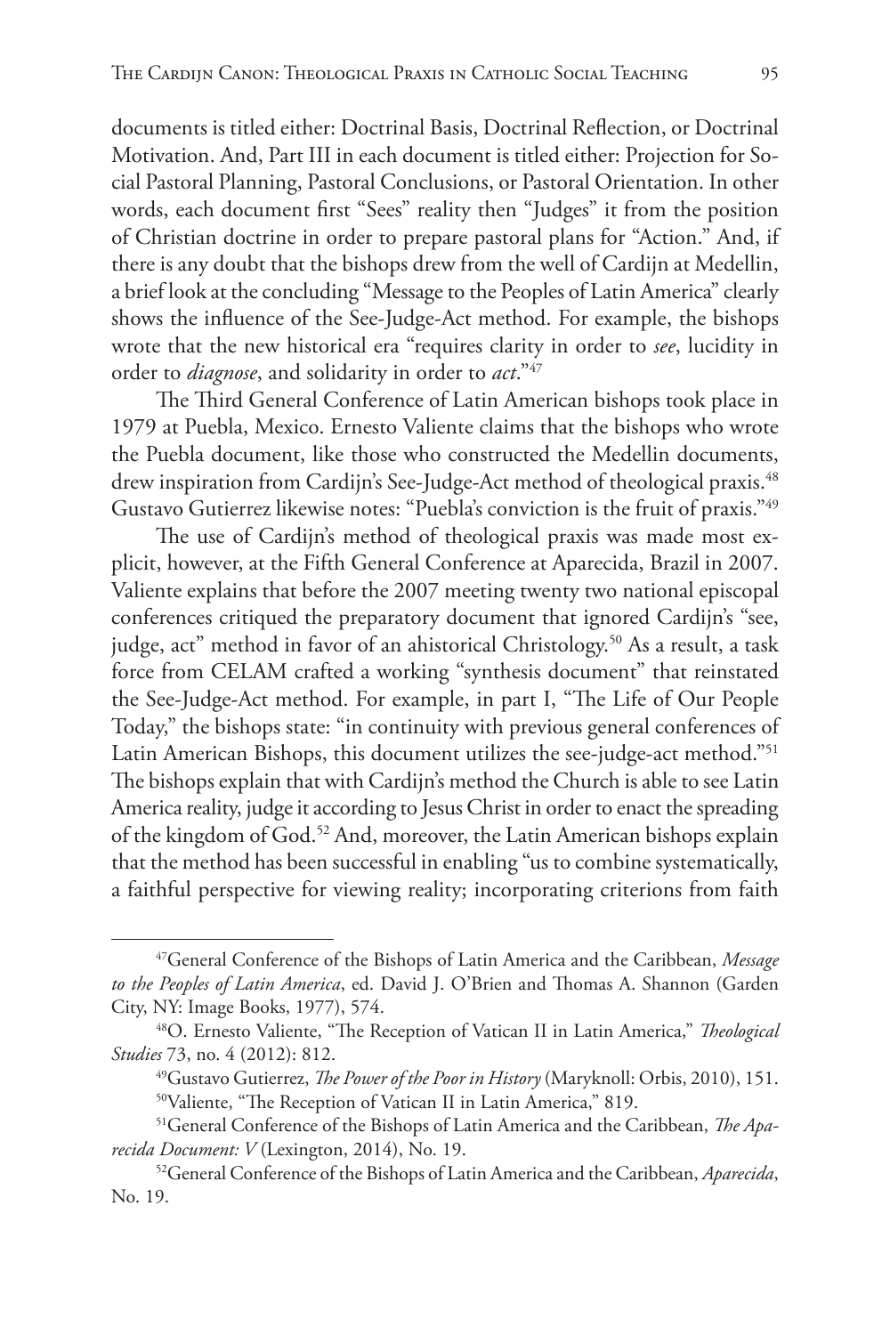documents is titled either: Doctrinal Basis, Doctrinal Reflection, or Doctrinal Motivation. And, Part III in each document is titled either: Projection for Social Pastoral Planning, Pastoral Conclusions, or Pastoral Orientation. In other words, each document first "Sees" reality then "Judges" it from the position of Christian doctrine in order to prepare pastoral plans for "Action." And, if there is any doubt that the bishops drew from the well of Cardijn at Medellin, a brief look at the concluding "Message to the Peoples of Latin America" clearly shows the influence of the See-Judge-Act method. For example, the bishops wrote that the new historical era "requires clarity in order to *see*, lucidity in order to *diagnose*, and solidarity in order to *act*."[47]

The Third General Conference of Latin American bishops took place in 1979 at Puebla, Mexico. Ernesto Valiente claims that the bishops who wrote the Puebla document, like those who constructed the Medellin documents, drew inspiration from Cardijn's See-Judge-Act method of theological praxis.[48] Gustavo Gutierrez likewise notes: "Puebla's conviction is the fruit of praxis."[49]

The use of Cardijn's method of theological praxis was made most explicit, however, at the Fifth General Conference at Aparecida, Brazil in 2007. Valiente explains that before the 2007 meeting twenty two national episcopal conferences critiqued the preparatory document that ignored Cardijn's "see, judge, act" method in favor of an ahistorical Christology.[50] As a result, a task force from CELAM crafted a working "synthesis document" that reinstated the See-Judge-Act method. For example, in part I, "The Life of Our People Today," the bishops state: "in continuity with previous general conferences of Latin American Bishops, this document utilizes the see-judge-act method."[51] The bishops explain that with Cardijn's method the Church is able to see Latin America reality, judge it according to Jesus Christ in order to enact the spreading of the kingdom of God.[52] And, moreover, the Latin American bishops explain that the method has been successful in enabling "us to combine systematically, a faithful perspective for viewing reality; incorporating criterions from faith

---

[47] General Conference of the Bishops of Latin America and the Caribbean, *Message to the Peoples of Latin America*, ed. David J. O'Brien and Thomas A. Shannon (Garden City, NY: Image Books, 1977), 574.

[48] O. Ernesto Valiente, "The Reception of Vatican II in Latin America," *Theological Studies* 73, no. 4 (2012): 812.

[49] Gustavo Gutierrez, *The Power of the Poor in History* (Maryknoll: Orbis, 2010), 151.

[50] Valiente, "The Reception of Vatican II in Latin America," 819.

[51] General Conference of the Bishops of Latin America and the Caribbean, *The Aparecida Document: V* (Lexington, 2014), No. 19.

[52] General Conference of the Bishops of Latin America and the Caribbean, *Aparecida*, No. 19.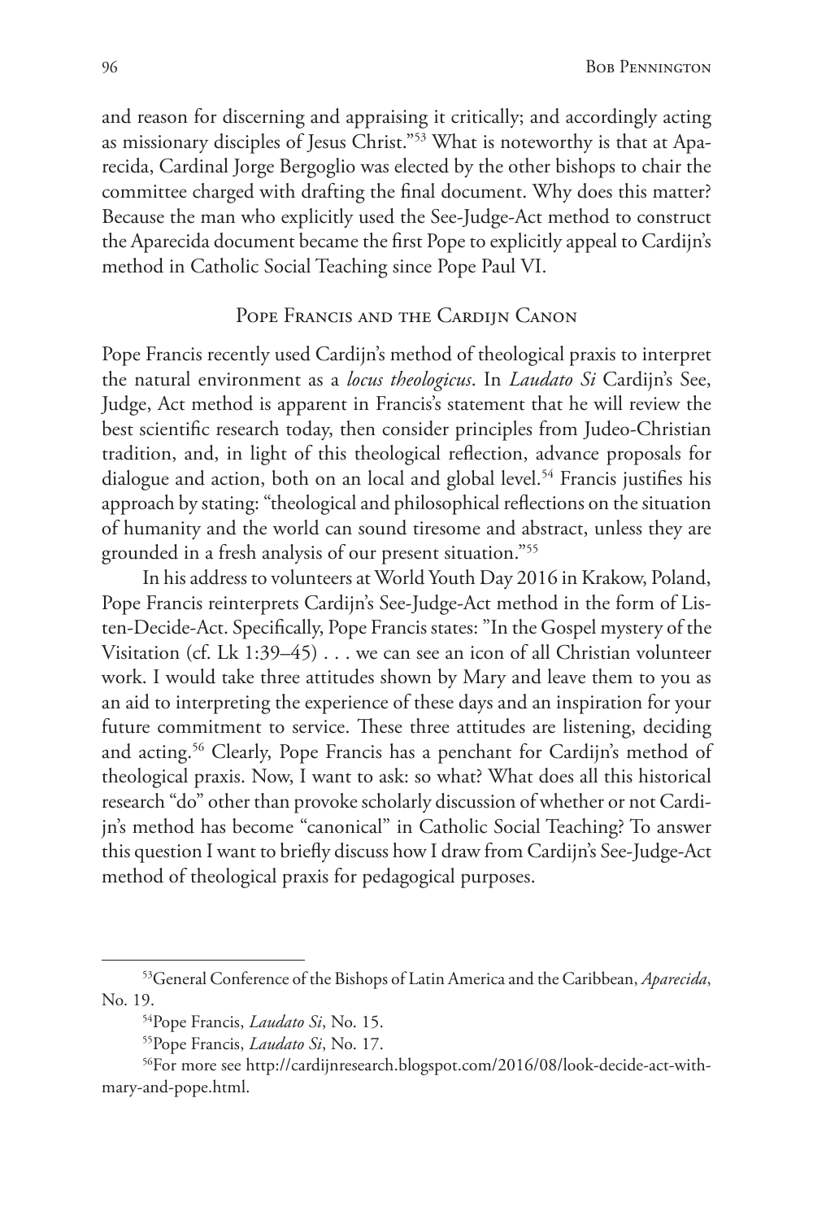and reason for discerning and appraising it critically; and accordingly acting as missionary disciples of Jesus Christ."[53] What is noteworthy is that at Aparecida, Cardinal Jorge Bergoglio was elected by the other bishops to chair the committee charged with drafting the final document. Why does this matter? Because the man who explicitly used the See-Judge-Act method to construct the Aparecida document became the first Pope to explicitly appeal to Cardijn's method in Catholic Social Teaching since Pope Paul VI.

## Pope Francis and the Cardijn Canon

Pope Francis recently used Cardijn's method of theological praxis to interpret the natural environment as a *locus theologicus*. In *Laudato Si* Cardijn's See, Judge, Act method is apparent in Francis's statement that he will review the best scientific research today, then consider principles from Judeo-Christian tradition, and, in light of this theological reflection, advance proposals for dialogue and action, both on an local and global level.[54] Francis justifies his approach by stating: "theological and philosophical reflections on the situation of humanity and the world can sound tiresome and abstract, unless they are grounded in a fresh analysis of our present situation."[55]

In his address to volunteers at World Youth Day 2016 in Krakow, Poland, Pope Francis reinterprets Cardijn's See-Judge-Act method in the form of Listen-Decide-Act. Specifically, Pope Francis states: "In the Gospel mystery of the Visitation (cf. Lk 1:39–45) . . . we can see an icon of all Christian volunteer work. I would take three attitudes shown by Mary and leave them to you as an aid to interpreting the experience of these days and an inspiration for your future commitment to service. These three attitudes are listening, deciding and acting.[56] Clearly, Pope Francis has a penchant for Cardijn's method of theological praxis. Now, I want to ask: so what? What does all this historical research "do" other than provoke scholarly discussion of whether or not Cardijn's method has become "canonical" in Catholic Social Teaching? To answer this question I want to briefly discuss how I draw from Cardijn's See-Judge-Act method of theological praxis for pedagogical purposes.

---

[53] General Conference of the Bishops of Latin America and the Caribbean, *Aparecida*, No. 19.

[54] Pope Francis, *Laudato Si*, No. 15.

[55] Pope Francis, *Laudato Si*, No. 17.

[56] For more see http://cardijnresearch.blogspot.com/2016/08/look-decide-act-with-mary-and-pope.html.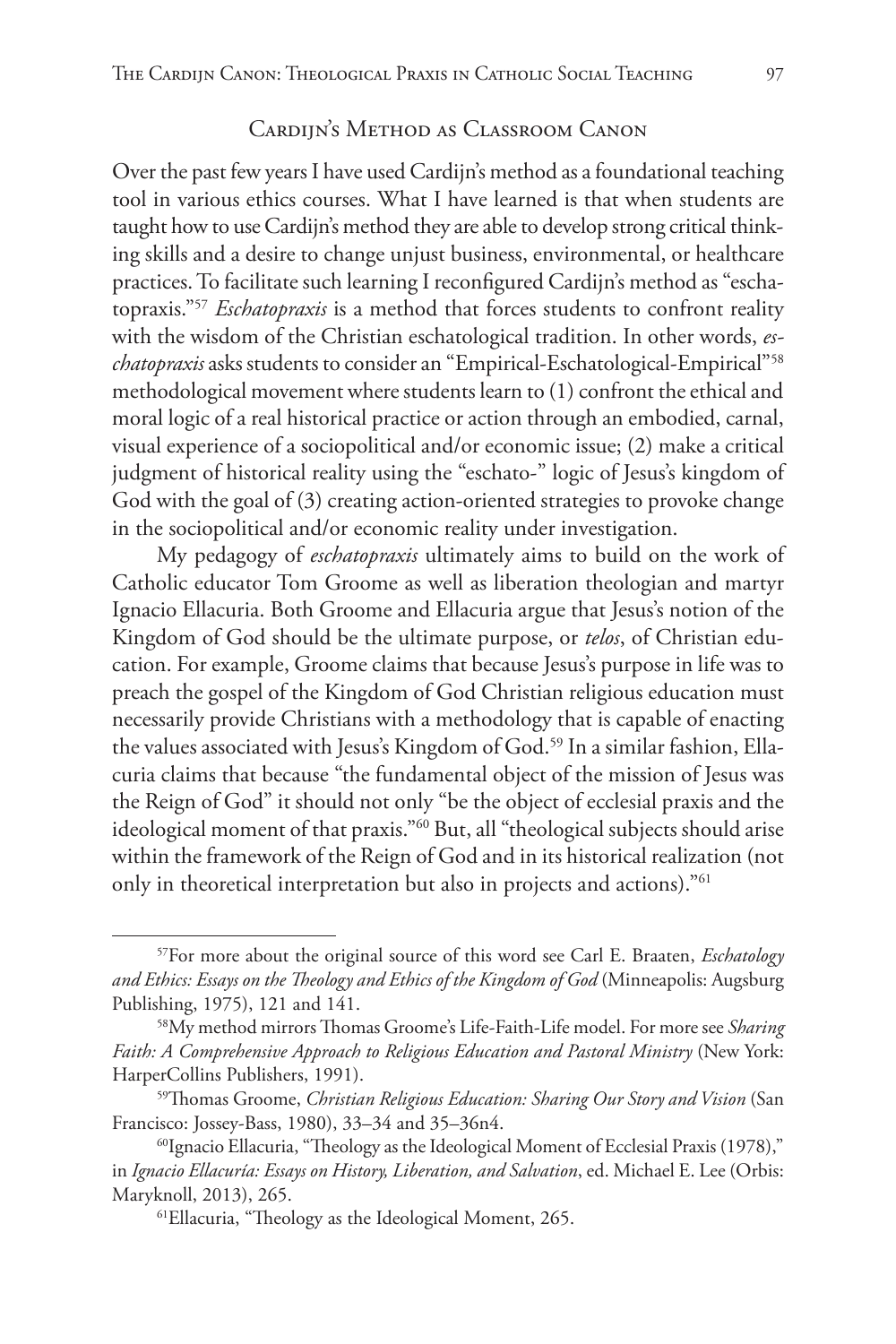## Cardijn's Method as Classroom Canon

Over the past few years I have used Cardijn's method as a foundational teaching tool in various ethics courses. What I have learned is that when students are taught how to use Cardijn's method they are able to develop strong critical thinking skills and a desire to change unjust business, environmental, or healthcare practices. To facilitate such learning I reconfigured Cardijn's method as "eschatopraxis."[57] *Eschatopraxis* is a method that forces students to confront reality with the wisdom of the Christian eschatological tradition. In other words, *eschatopraxis* asks students to consider an "Empirical-Eschatological-Empirical"[58] methodological movement where students learn to (1) confront the ethical and moral logic of a real historical practice or action through an embodied, carnal, visual experience of a sociopolitical and/or economic issue; (2) make a critical judgment of historical reality using the "eschato-" logic of Jesus's kingdom of God with the goal of (3) creating action-oriented strategies to provoke change in the sociopolitical and/or economic reality under investigation.

My pedagogy of *eschatopraxis* ultimately aims to build on the work of Catholic educator Tom Groome as well as liberation theologian and martyr Ignacio Ellacuria. Both Groome and Ellacuria argue that Jesus's notion of the Kingdom of God should be the ultimate purpose, or *telos*, of Christian education. For example, Groome claims that because Jesus's purpose in life was to preach the gospel of the Kingdom of God Christian religious education must necessarily provide Christians with a methodology that is capable of enacting the values associated with Jesus's Kingdom of God.[59] In a similar fashion, Ellacuria claims that because "the fundamental object of the mission of Jesus was the Reign of God" it should not only "be the object of ecclesial praxis and the ideological moment of that praxis."[60] But, all "theological subjects should arise within the framework of the Reign of God and in its historical realization (not only in theoretical interpretation but also in projects and actions)."[61]

---

[57]For more about the original source of this word see Carl E. Braaten, *Eschatology and Ethics: Essays on the Theology and Ethics of the Kingdom of God* (Minneapolis: Augsburg Publishing, 1975), 121 and 141.

[58]My method mirrors Thomas Groome's Life-Faith-Life model. For more see *Sharing Faith: A Comprehensive Approach to Religious Education and Pastoral Ministry* (New York: HarperCollins Publishers, 1991).

[59]Thomas Groome, *Christian Religious Education: Sharing Our Story and Vision* (San Francisco: Jossey-Bass, 1980), 33–34 and 35–36n4.

[60]Ignacio Ellacuria, "Theology as the Ideological Moment of Ecclesial Praxis (1978)," in *Ignacio Ellacuría: Essays on History, Liberation, and Salvation*, ed. Michael E. Lee (Orbis: Maryknoll, 2013), 265.

[61]Ellacuria, "Theology as the Ideological Moment, 265.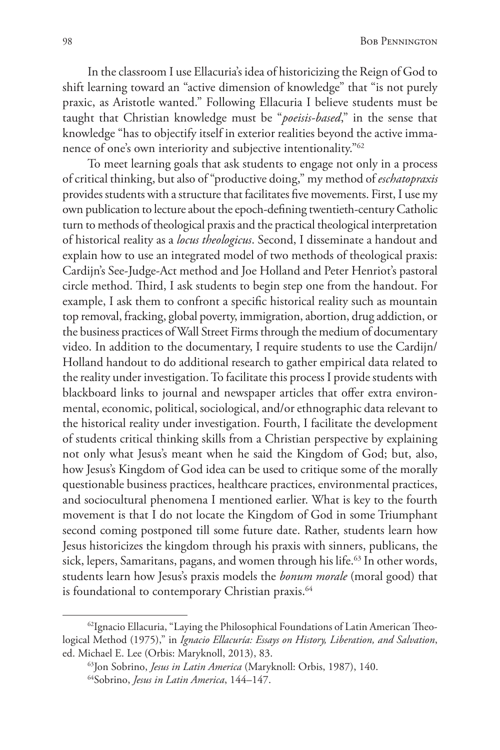In the classroom I use Ellacuria's idea of historicizing the Reign of God to shift learning toward an "active dimension of knowledge" that "is not purely praxic, as Aristotle wanted." Following Ellacuria I believe students must be taught that Christian knowledge must be "*poeisis-based*," in the sense that knowledge "has to objectify itself in exterior realities beyond the active immanence of one's own interiority and subjective intentionality."[62]

To meet learning goals that ask students to engage not only in a process of critical thinking, but also of "productive doing," my method of *eschatopraxis* provides students with a structure that facilitates five movements. First, I use my own publication to lecture about the epoch-defining twentieth-century Catholic turn to methods of theological praxis and the practical theological interpretation of historical reality as a *locus theologicus*. Second, I disseminate a handout and explain how to use an integrated model of two methods of theological praxis: Cardijn's See-Judge-Act method and Joe Holland and Peter Henriot's pastoral circle method. Third, I ask students to begin step one from the handout. For example, I ask them to confront a specific historical reality such as mountain top removal, fracking, global poverty, immigration, abortion, drug addiction, or the business practices of Wall Street Firms through the medium of documentary video. In addition to the documentary, I require students to use the Cardijn/Holland handout to do additional research to gather empirical data related to the reality under investigation. To facilitate this process I provide students with blackboard links to journal and newspaper articles that offer extra environmental, economic, political, sociological, and/or ethnographic data relevant to the historical reality under investigation. Fourth, I facilitate the development of students critical thinking skills from a Christian perspective by explaining not only what Jesus's meant when he said the Kingdom of God; but, also, how Jesus's Kingdom of God idea can be used to critique some of the morally questionable business practices, healthcare practices, environmental practices, and sociocultural phenomena I mentioned earlier. What is key to the fourth movement is that I do not locate the Kingdom of God in some Triumphant second coming postponed till some future date. Rather, students learn how Jesus historicizes the kingdom through his praxis with sinners, publicans, the sick, lepers, Samaritans, pagans, and women through his life.[63] In other words, students learn how Jesus's praxis models the *bonum morale* (moral good) that is foundational to contemporary Christian praxis.[64]

---

[62] Ignacio Ellacuria, "Laying the Philosophical Foundations of Latin American Theological Method (1975)," in *Ignacio Ellacuría: Essays on History, Liberation, and Salvation*, ed. Michael E. Lee (Orbis: Maryknoll, 2013), 83.

[63] Jon Sobrino, *Jesus in Latin America* (Maryknoll: Orbis, 1987), 140.

[64] Sobrino, *Jesus in Latin America*, 144–147.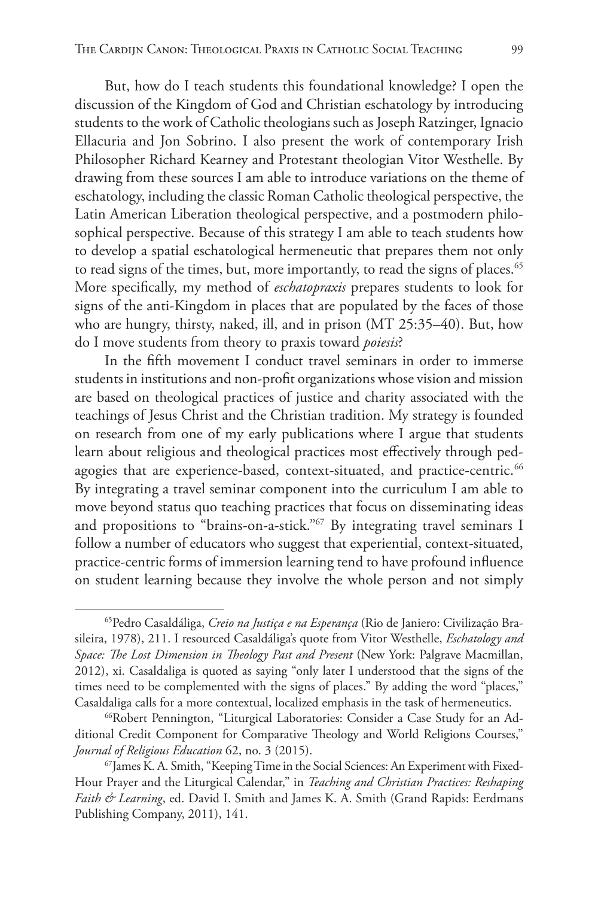But, how do I teach students this foundational knowledge? I open the discussion of the Kingdom of God and Christian eschatology by introducing students to the work of Catholic theologians such as Joseph Ratzinger, Ignacio Ellacuria and Jon Sobrino. I also present the work of contemporary Irish Philosopher Richard Kearney and Protestant theologian Vitor Westhelle. By drawing from these sources I am able to introduce variations on the theme of eschatology, including the classic Roman Catholic theological perspective, the Latin American Liberation theological perspective, and a postmodern philosophical perspective. Because of this strategy I am able to teach students how to develop a spatial eschatological hermeneutic that prepares them not only to read signs of the times, but, more importantly, to read the signs of places.[65] More specifically, my method of *eschatopraxis* prepares students to look for signs of the anti-Kingdom in places that are populated by the faces of those who are hungry, thirsty, naked, ill, and in prison (MT 25:35–40). But, how do I move students from theory to praxis toward *poiesis*?

In the fifth movement I conduct travel seminars in order to immerse students in institutions and non-profit organizations whose vision and mission are based on theological practices of justice and charity associated with the teachings of Jesus Christ and the Christian tradition. My strategy is founded on research from one of my early publications where I argue that students learn about religious and theological practices most effectively through pedagogies that are experience-based, context-situated, and practice-centric.[66] By integrating a travel seminar component into the curriculum I am able to move beyond status quo teaching practices that focus on disseminating ideas and propositions to "brains-on-a-stick."[67] By integrating travel seminars I follow a number of educators who suggest that experiential, context-situated, practice-centric forms of immersion learning tend to have profound influence on student learning because they involve the whole person and not simply

---

[65] Pedro Casaldáliga, *Creio na Justiça e na Esperança* (Rio de Janiero: Civilização Brasileira, 1978), 211. I resourced Casaldáliga's quote from Vitor Westhelle, *Eschatology and Space: The Lost Dimension in Theology Past and Present* (New York: Palgrave Macmillan, 2012), xi. Casaldaliga is quoted as saying "only later I understood that the signs of the times need to be complemented with the signs of places." By adding the word "places," Casaldaliga calls for a more contextual, localized emphasis in the task of hermeneutics.

[66] Robert Pennington, "Liturgical Laboratories: Consider a Case Study for an Additional Credit Component for Comparative Theology and World Religions Courses," *Journal of Religious Education* 62, no. 3 (2015).

[67] James K. A. Smith, "Keeping Time in the Social Sciences: An Experiment with Fixed-Hour Prayer and the Liturgical Calendar," in *Teaching and Christian Practices: Reshaping Faith & Learning*, ed. David I. Smith and James K. A. Smith (Grand Rapids: Eerdmans Publishing Company, 2011), 141.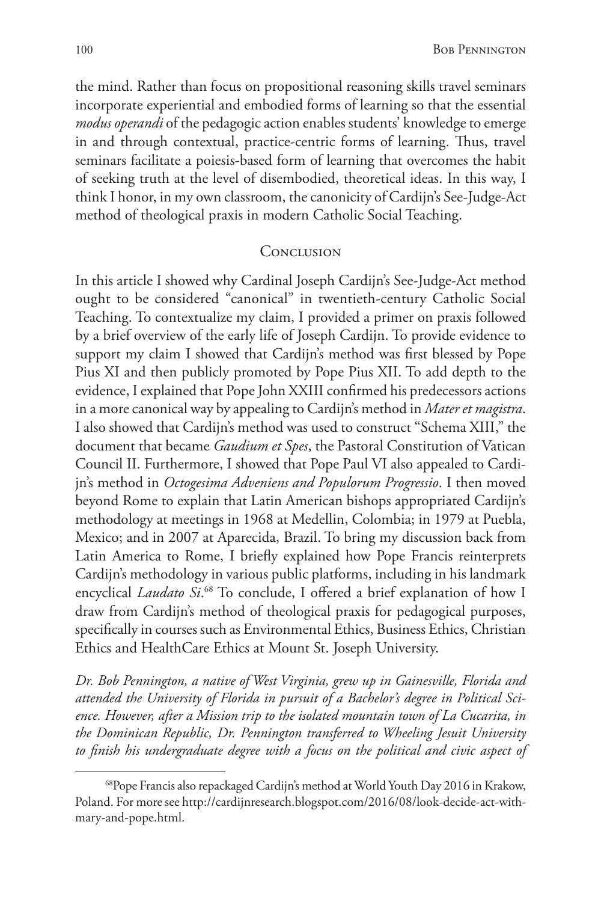the mind. Rather than focus on propositional reasoning skills travel seminars incorporate experiential and embodied forms of learning so that the essential *modus operandi* of the pedagogic action enables students' knowledge to emerge in and through contextual, practice-centric forms of learning. Thus, travel seminars facilitate a poiesis-based form of learning that overcomes the habit of seeking truth at the level of disembodied, theoretical ideas. In this way, I think I honor, in my own classroom, the canonicity of Cardijn's See-Judge-Act method of theological praxis in modern Catholic Social Teaching.

## Conclusion

In this article I showed why Cardinal Joseph Cardijn's See-Judge-Act method ought to be considered "canonical" in twentieth-century Catholic Social Teaching. To contextualize my claim, I provided a primer on praxis followed by a brief overview of the early life of Joseph Cardijn. To provide evidence to support my claim I showed that Cardijn's method was first blessed by Pope Pius XI and then publicly promoted by Pope Pius XII. To add depth to the evidence, I explained that Pope John XXIII confirmed his predecessors actions in a more canonical way by appealing to Cardijn's method in *Mater et magistra*. I also showed that Cardijn's method was used to construct "Schema XIII," the document that became *Gaudium et Spes*, the Pastoral Constitution of Vatican Council II. Furthermore, I showed that Pope Paul VI also appealed to Cardijn's method in *Octogesima Adveniens and Populorum Progressio*. I then moved beyond Rome to explain that Latin American bishops appropriated Cardijn's methodology at meetings in 1968 at Medellin, Colombia; in 1979 at Puebla, Mexico; and in 2007 at Aparecida, Brazil. To bring my discussion back from Latin America to Rome, I briefly explained how Pope Francis reinterprets Cardijn's methodology in various public platforms, including in his landmark encyclical *Laudato Si*.[68] To conclude, I offered a brief explanation of how I draw from Cardijn's method of theological praxis for pedagogical purposes, specifically in courses such as Environmental Ethics, Business Ethics, Christian Ethics and HealthCare Ethics at Mount St. Joseph University.

*Dr. Bob Pennington, a native of West Virginia, grew up in Gainesville, Florida and attended the University of Florida in pursuit of a Bachelor's degree in Political Science. However, after a Mission trip to the isolated mountain town of La Cucarita, in the Dominican Republic, Dr. Pennington transferred to Wheeling Jesuit University to finish his undergraduate degree with a focus on the political and civic aspect of*

---

[68] Pope Francis also repackaged Cardijn's method at World Youth Day 2016 in Krakow, Poland. For more see http://cardijnresearch.blogspot.com/2016/08/look-decide-act-with-mary-and-pope.html.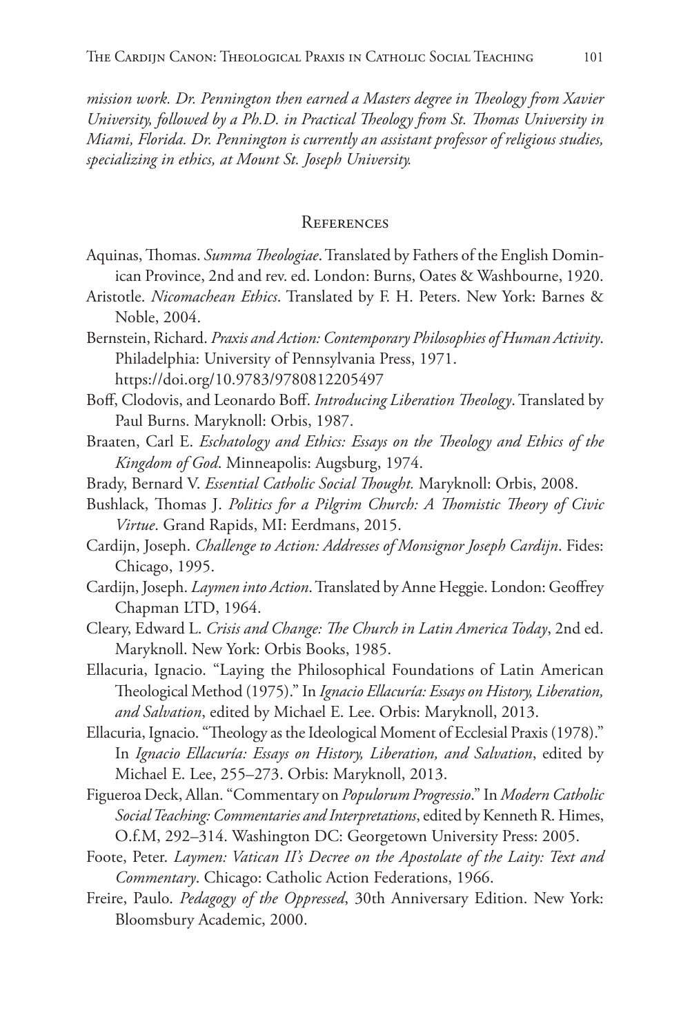*mission work. Dr. Pennington then earned a Masters degree in Theology from Xavier University, followed by a Ph.D. in Practical Theology from St. Thomas University in Miami, Florida. Dr. Pennington is currently an assistant professor of religious studies, specializing in ethics, at Mount St. Joseph University.*

## References

Aquinas, Thomas. *Summa Theologiae*. Translated by Fathers of the English Dominican Province, 2nd and rev. ed. London: Burns, Oates & Washbourne, 1920.

Aristotle. *Nicomachean Ethics*. Translated by F. H. Peters. New York: Barnes & Noble, 2004.

Bernstein, Richard. *Praxis and Action: Contemporary Philosophies of Human Activity*. Philadelphia: University of Pennsylvania Press, 1971. https://doi.org/10.9783/9780812205497

Boff, Clodovis, and Leonardo Boff. *Introducing Liberation Theology*. Translated by Paul Burns. Maryknoll: Orbis, 1987.

Braaten, Carl E. *Eschatology and Ethics: Essays on the Theology and Ethics of the Kingdom of God*. Minneapolis: Augsburg, 1974.

Brady, Bernard V. *Essential Catholic Social Thought.* Maryknoll: Orbis, 2008.

Bushlack, Thomas J. *Politics for a Pilgrim Church: A Thomistic Theory of Civic Virtue*. Grand Rapids, MI: Eerdmans, 2015.

Cardijn, Joseph. *Challenge to Action: Addresses of Monsignor Joseph Cardijn*. Fides: Chicago, 1995.

Cardijn, Joseph. *Laymen into Action*. Translated by Anne Heggie. London: Geoffrey Chapman LTD, 1964.

Cleary, Edward L. *Crisis and Change: The Church in Latin America Today*, 2nd ed. Maryknoll. New York: Orbis Books, 1985.

Ellacuria, Ignacio. "Laying the Philosophical Foundations of Latin American Theological Method (1975)." In *Ignacio Ellacuría: Essays on History, Liberation, and Salvation*, edited by Michael E. Lee. Orbis: Maryknoll, 2013.

Ellacuria, Ignacio. "Theology as the Ideological Moment of Ecclesial Praxis (1978)." In *Ignacio Ellacuría: Essays on History, Liberation, and Salvation*, edited by Michael E. Lee, 255–273. Orbis: Maryknoll, 2013.

Figueroa Deck, Allan. "Commentary on *Populorum Progressio*." In *Modern Catholic Social Teaching: Commentaries and Interpretations*, edited by Kenneth R. Himes, O.f.M, 292–314. Washington DC: Georgetown University Press: 2005.

Foote, Peter. *Laymen: Vatican II's Decree on the Apostolate of the Laity: Text and Commentary*. Chicago: Catholic Action Federations, 1966.

Freire, Paulo. *Pedagogy of the Oppressed*, 30th Anniversary Edition. New York: Bloomsbury Academic, 2000.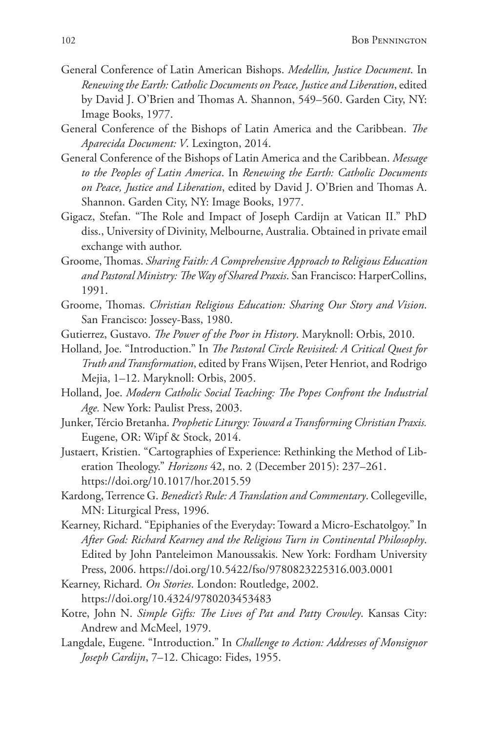General Conference of Latin American Bishops. *Medellin, Justice Document*. In *Renewing the Earth: Catholic Documents on Peace, Justice and Liberation*, edited by David J. O'Brien and Thomas A. Shannon, 549–560. Garden City, NY: Image Books, 1977.

General Conference of the Bishops of Latin America and the Caribbean. *The Aparecida Document: V*. Lexington, 2014.

General Conference of the Bishops of Latin America and the Caribbean. *Message to the Peoples of Latin America*. In *Renewing the Earth: Catholic Documents on Peace, Justice and Liberation*, edited by David J. O'Brien and Thomas A. Shannon. Garden City, NY: Image Books, 1977.

Gigacz, Stefan. "The Role and Impact of Joseph Cardijn at Vatican II." PhD diss., University of Divinity, Melbourne, Australia. Obtained in private email exchange with author.

Groome, Thomas. *Sharing Faith: A Comprehensive Approach to Religious Education and Pastoral Ministry: The Way of Shared Praxis*. San Francisco: HarperCollins, 1991.

Groome, Thomas. *Christian Religious Education: Sharing Our Story and Vision*. San Francisco: Jossey-Bass, 1980.

Gutierrez, Gustavo. *The Power of the Poor in History*. Maryknoll: Orbis, 2010.

Holland, Joe. "Introduction." In *The Pastoral Circle Revisited: A Critical Quest for Truth and Transformation*, edited by Frans Wijsen, Peter Henriot, and Rodrigo Mejia, 1–12. Maryknoll: Orbis, 2005.

Holland, Joe. *Modern Catholic Social Teaching: The Popes Confront the Industrial Age.* New York: Paulist Press, 2003.

Junker, Tércio Bretanha. *Prophetic Liturgy: Toward a Transforming Christian Praxis.* Eugene, OR: Wipf & Stock, 2014.

Justaert, Kristien. "Cartographies of Experience: Rethinking the Method of Liberation Theology." *Horizons* 42, no. 2 (December 2015): 237–261. https://doi.org/10.1017/hor.2015.59

Kardong, Terrence G. *Benedict's Rule: A Translation and Commentary*. Collegeville, MN: Liturgical Press, 1996.

Kearney, Richard. "Epiphanies of the Everyday: Toward a Micro-Eschatolgoy." In *After God: Richard Kearney and the Religious Turn in Continental Philosophy*. Edited by John Panteleimon Manoussakis. New York: Fordham University Press, 2006. https://doi.org/10.5422/fso/9780823225316.003.0001

Kearney, Richard. *On Stories*. London: Routledge, 2002. https://doi.org/10.4324/9780203453483

Kotre, John N. *Simple Gifts: The Lives of Pat and Patty Crowley*. Kansas City: Andrew and McMeel, 1979.

Langdale, Eugene. "Introduction." In *Challenge to Action: Addresses of Monsignor Joseph Cardijn*, 7–12. Chicago: Fides, 1955.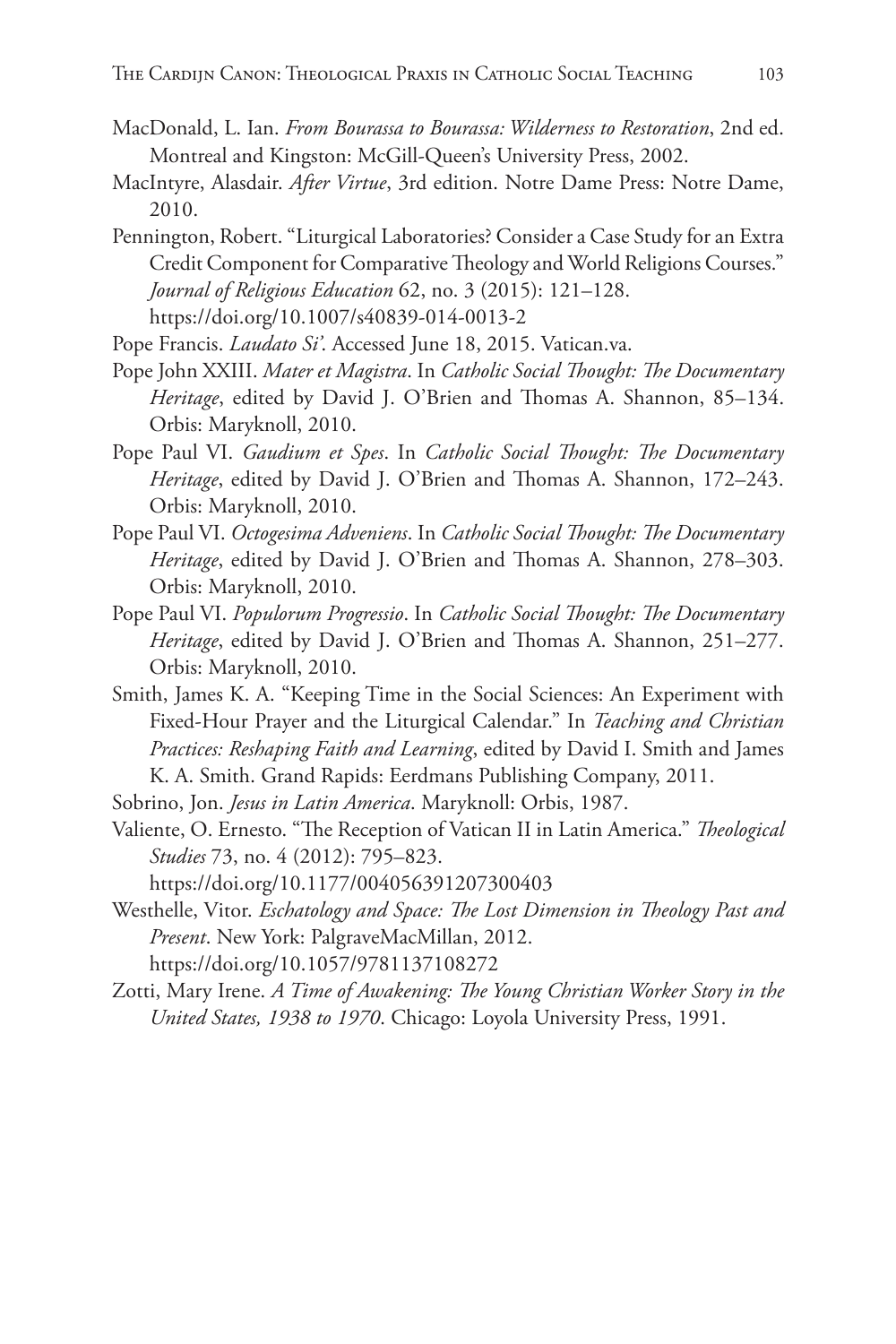MacDonald, L. Ian. *From Bourassa to Bourassa: Wilderness to Restoration*, 2nd ed. Montreal and Kingston: McGill-Queen's University Press, 2002.

MacIntyre, Alasdair. *After Virtue*, 3rd edition. Notre Dame Press: Notre Dame, 2010.

Pennington, Robert. "Liturgical Laboratories? Consider a Case Study for an Extra Credit Component for Comparative Theology and World Religions Courses." *Journal of Religious Education* 62, no. 3 (2015): 121–128. https://doi.org/10.1007/s40839-014-0013-2

Pope Francis. *Laudato Si'*. Accessed June 18, 2015. Vatican.va.

Pope John XXIII. *Mater et Magistra*. In *Catholic Social Thought: The Documentary Heritage*, edited by David J. O'Brien and Thomas A. Shannon, 85–134. Orbis: Maryknoll, 2010.

Pope Paul VI. *Gaudium et Spes*. In *Catholic Social Thought: The Documentary Heritage*, edited by David J. O'Brien and Thomas A. Shannon, 172–243. Orbis: Maryknoll, 2010.

Pope Paul VI. *Octogesima Adveniens*. In *Catholic Social Thought: The Documentary Heritage*, edited by David J. O'Brien and Thomas A. Shannon, 278–303. Orbis: Maryknoll, 2010.

Pope Paul VI. *Populorum Progressio*. In *Catholic Social Thought: The Documentary Heritage*, edited by David J. O'Brien and Thomas A. Shannon, 251–277. Orbis: Maryknoll, 2010.

Smith, James K. A. "Keeping Time in the Social Sciences: An Experiment with Fixed-Hour Prayer and the Liturgical Calendar." In *Teaching and Christian Practices: Reshaping Faith and Learning*, edited by David I. Smith and James K. A. Smith. Grand Rapids: Eerdmans Publishing Company, 2011.

Sobrino, Jon. *Jesus in Latin America*. Maryknoll: Orbis, 1987.

Valiente, O. Ernesto. "The Reception of Vatican II in Latin America." *Theological Studies* 73, no. 4 (2012): 795–823. https://doi.org/10.1177/004056391207300403

Westhelle, Vitor. *Eschatology and Space: The Lost Dimension in Theology Past and Present*. New York: PalgraveMacMillan, 2012. https://doi.org/10.1057/9781137108272

Zotti, Mary Irene. *A Time of Awakening: The Young Christian Worker Story in the United States, 1938 to 1970*. Chicago: Loyola University Press, 1991.